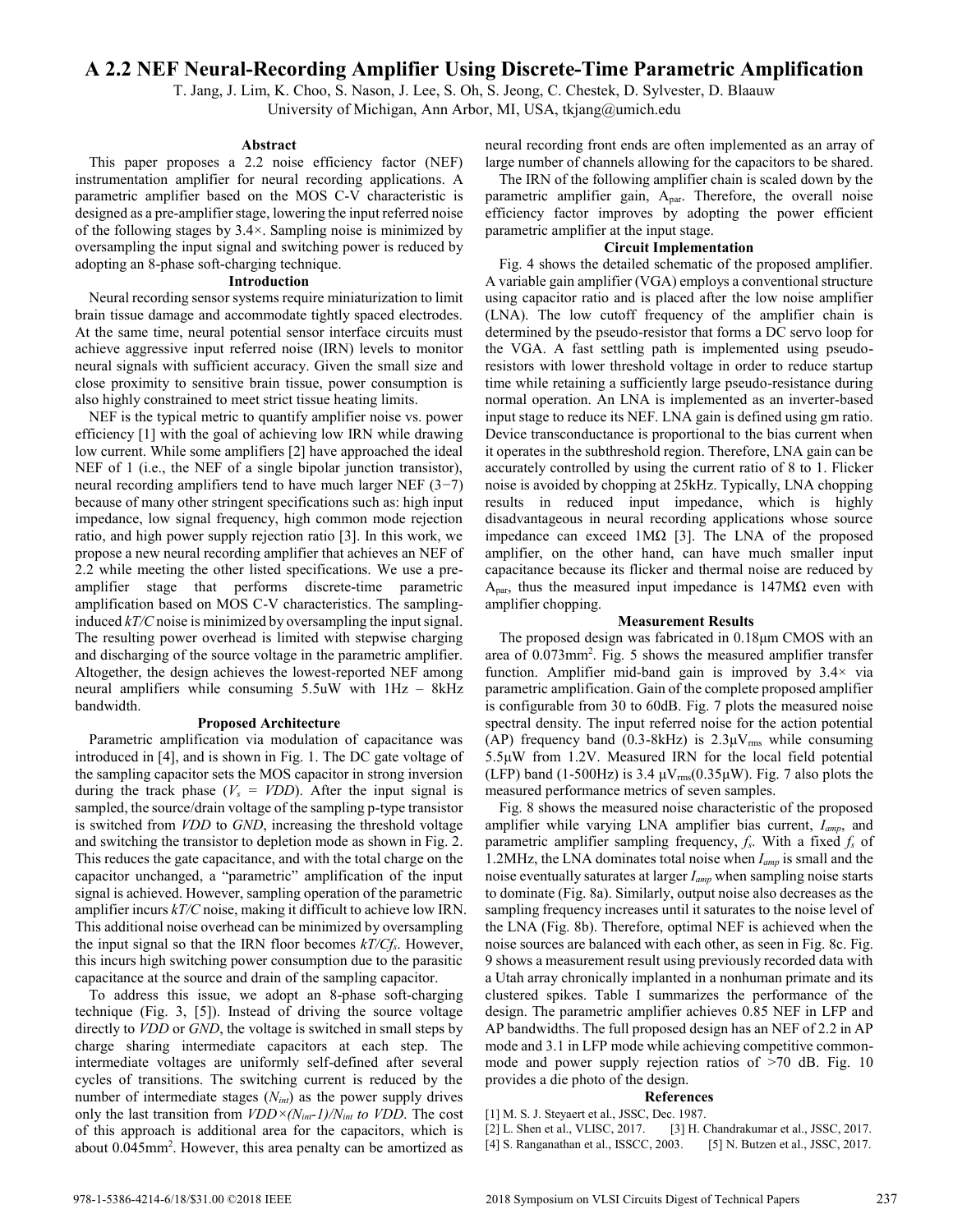# A 2.2 NEF Neural-Recording Amplifier Using Discrete-Time Parametric Amplification

T. Jang, J. Lim, K. Choo, S. Nason, J. Lee, S. Oh, S. Jeong, C. Chestek, D. Sylvester, D. Blaauw
University of Michigan, Ann Arbor, MI, USA, tkjang@umich.edu

## Abstract

This paper proposes a 2.2 noise efficiency factor (NEF) instrumentation amplifier for neural recording applications. A parametric amplifier based on the MOS C-V characteristic is designed as a pre-amplifier stage, lowering the input referred noise of the following stages by 3.4×. Sampling noise is minimized by oversampling the input signal and switching power is reduced by adopting an 8-phase soft-charging technique.

## Introduction

Neural recording sensor systems require miniaturization to limit brain tissue damage and accommodate tightly spaced electrodes. At the same time, neural potential sensor interface circuits must achieve aggressive input referred noise (IRN) levels to monitor neural signals with sufficient accuracy. Given the small size and close proximity to sensitive brain tissue, power consumption is also highly constrained to meet strict tissue heating limits.

NEF is the typical metric to quantify amplifier noise vs. power efficiency [1] with the goal of achieving low IRN while drawing low current. While some amplifiers [2] have approached the ideal NEF of 1 (i.e., the NEF of a single bipolar junction transistor), neural recording amplifiers tend to have much larger NEF (3−7) because of many other stringent specifications such as: high input impedance, low signal frequency, high common mode rejection ratio, and high power supply rejection ratio [3]. In this work, we propose a new neural recording amplifier that achieves an NEF of 2.2 while meeting the other listed specifications. We use a pre-amplifier stage that performs discrete-time parametric amplification based on MOS C-V characteristics. The sampling-induced *kT/C* noise is minimized by oversampling the input signal. The resulting power overhead is limited with stepwise charging and discharging of the source voltage in the parametric amplifier. Altogether, the design achieves the lowest-reported NEF among neural amplifiers while consuming 5.5uW with 1Hz – 8kHz bandwidth.

## Proposed Architecture

Parametric amplification via modulation of capacitance was introduced in [4], and is shown in Fig. 1. The DC gate voltage of the sampling capacitor sets the MOS capacitor in strong inversion during the track phase ($V_s$ = *VDD*). After the input signal is sampled, the source/drain voltage of the sampling p-type transistor is switched from *VDD* to *GND*, increasing the threshold voltage and switching the transistor to depletion mode as shown in Fig. 2. This reduces the gate capacitance, and with the total charge on the capacitor unchanged, a "parametric" amplification of the input signal is achieved. However, sampling operation of the parametric amplifier incurs *kT/C* noise, making it difficult to achieve low IRN. This additional noise overhead can be minimized by oversampling the input signal so that the IRN floor becomes $kT/Cf_s$. However, this incurs high switching power consumption due to the parasitic capacitance at the source and drain of the sampling capacitor.

To address this issue, we adopt an 8-phase soft-charging technique (Fig. 3, [5]). Instead of driving the source voltage directly to *VDD* or *GND*, the voltage is switched in small steps by charge sharing intermediate capacitors at each step. The intermediate voltages are uniformly self-defined after several cycles of transitions. The switching current is reduced by the number of intermediate stages ($N_{int}$) as the power supply drives only the last transition from $VDD\times(N_{int}-1)/N_{int}$ *to VDD*. The cost of this approach is additional area for the capacitors, which is about 0.045mm$^2$. However, this area penalty can be amortized as neural recording front ends are often implemented as an array of large number of channels allowing for the capacitors to be shared.

The IRN of the following amplifier chain is scaled down by the parametric amplifier gain, $A_{par}$. Therefore, the overall noise efficiency factor improves by adopting the power efficient parametric amplifier at the input stage.

## Circuit Implementation

Fig. 4 shows the detailed schematic of the proposed amplifier. A variable gain amplifier (VGA) employs a conventional structure using capacitor ratio and is placed after the low noise amplifier (LNA). The low cutoff frequency of the amplifier chain is determined by the pseudo-resistor that forms a DC servo loop for the VGA. A fast settling path is implemented using pseudo-resistors with lower threshold voltage in order to reduce startup time while retaining a sufficiently large pseudo-resistance during normal operation. An LNA is implemented as an inverter-based input stage to reduce its NEF. LNA gain is defined using gm ratio. Device transconductance is proportional to the bias current when it operates in the subthreshold region. Therefore, LNA gain can be accurately controlled by using the current ratio of 8 to 1. Flicker noise is avoided by chopping at 25kHz. Typically, LNA chopping results in reduced input impedance, which is highly disadvantageous in neural recording applications whose source impedance can exceed 1MΩ [3]. The LNA of the proposed amplifier, on the other hand, can have much smaller input capacitance because its flicker and thermal noise are reduced by $A_{par}$, thus the measured input impedance is 147MΩ even with amplifier chopping.

## Measurement Results

The proposed design was fabricated in 0.18μm CMOS with an area of 0.073mm$^2$. Fig. 5 shows the measured amplifier transfer function. Amplifier mid-band gain is improved by 3.4× via parametric amplification. Gain of the complete proposed amplifier is configurable from 30 to 60dB. Fig. 7 plots the measured noise spectral density. The input referred noise for the action potential (AP) frequency band (0.3-8kHz) is 2.3μ$V_{rms}$ while consuming 5.5μW from 1.2V. Measured IRN for the local field potential (LFP) band (1-500Hz) is 3.4 μ$V_{rms}$(0.35μW). Fig. 7 also plots the measured performance metrics of seven samples.

Fig. 8 shows the measured noise characteristic of the proposed amplifier while varying LNA amplifier bias current, $I_{amp}$, and parametric amplifier sampling frequency, $f_s$. With a fixed $f_s$ of 1.2MHz, the LNA dominates total noise when $I_{amp}$ is small and the noise eventually saturates at larger $I_{amp}$ when sampling noise starts to dominate (Fig. 8a). Similarly, output noise also decreases as the sampling frequency increases until it saturates to the noise level of the LNA (Fig. 8b). Therefore, optimal NEF is achieved when the noise sources are balanced with each other, as seen in Fig. 8c. Fig. 9 shows a measurement result using previously recorded data with a Utah array chronically implanted in a nonhuman primate and its clustered spikes. Table I summarizes the performance of the design. The parametric amplifier achieves 0.85 NEF in LFP and AP bandwidths. The full proposed design has an NEF of 2.2 in AP mode and 3.1 in LFP mode while achieving competitive common-mode and power supply rejection ratios of >70 dB. Fig. 10 provides a die photo of the design.

## References

[1] M. S. J. Steyaert et al., JSSC, Dec. 1987.
[2] L. Shen et al., VLISC, 2017.
[3] H. Chandrakumar et al., JSSC, 2017.
[4] S. Ranganathan et al., ISSCC, 2003.
[5] N. Butzen et al., JSSC, 2017.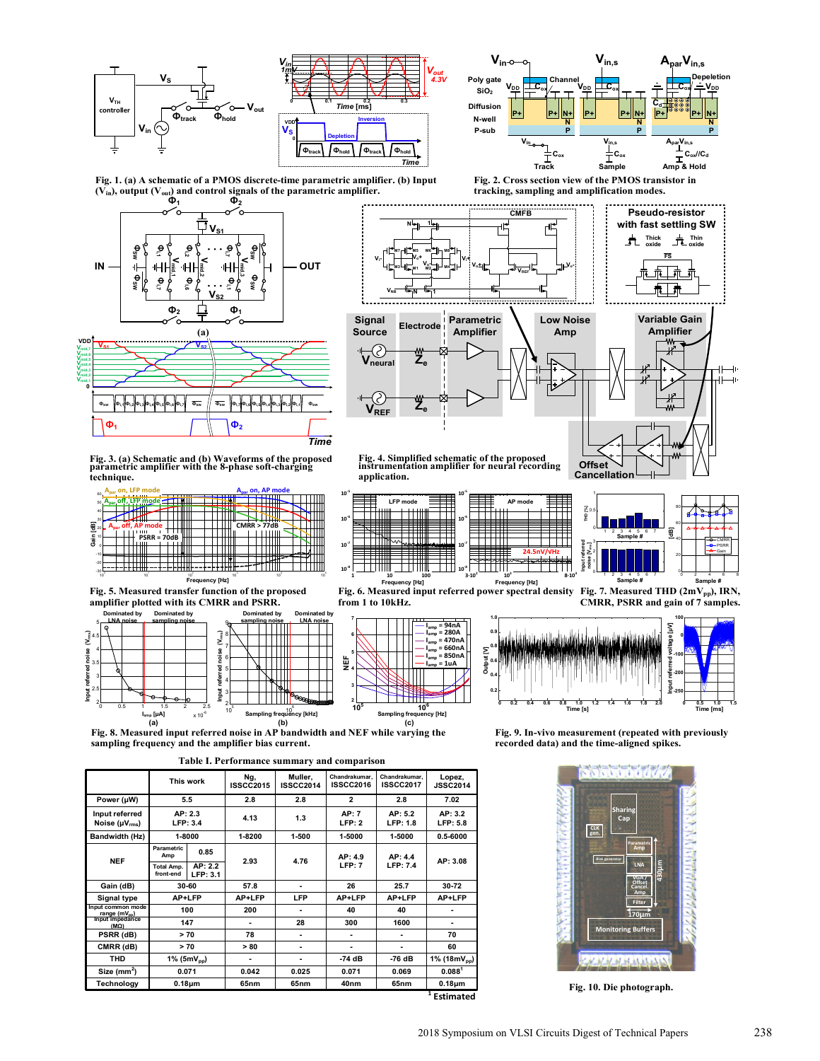Fig. 1. (a) A schematic of a PMOS discrete-time parametric amplifier. (b) Input ($V_{in}$), output ($V_{out}$) and control signals of the parametric amplifier.

Fig. 2. Cross section view of the PMOS transistor in tracking, sampling and amplification modes.

Fig. 3. (a) Schematic and (b) Waveforms of the proposed parametric amplifier with the 8-phase soft-charging technique.

Fig. 4. Simplified schematic of the proposed instrumentation amplifier for neural recording application.

Fig. 5. Measured transfer function of the proposed amplifier plotted with its CMRR and PSRR.

Fig. 6. Measured input referred power spectral density from 1 to 10kHz.

Fig. 7. Measured THD (2mV$_{pp}$), IRN, CMRR, PSRR and gain of 7 samples.

Fig. 8. Measured input referred noise in AP bandwidth and NEF while varying the sampling frequency and the amplifier bias current.

Fig. 9. In-vivo measurement (repeated with previously recorded data) and the time-aligned spikes.

Table I. Performance summary and comparison

| | This work | | Ng, ISSCC2015 | Muller, ISSCC2014 | Chandrakumar, ISSCC2016 | Chandrakumar, ISSCC2017 | Lopez, JSSC2014 |
|---|---|---|---|---|---|---|---|
| Power (μW) | 5.5 | | 2.8 | 2.8 | 2 | 2.8 | 7.02 |
| Input referred Noise (μV$_{rms}$) | AP: 2.3<br>LFP: 3.4 | | 4.13 | 1.3 | AP: 7<br>LFP: 2 | AP: 5.2<br>LFP: 1.8 | AP: 3.2<br>LFP: 5.8 |
| Bandwidth (Hz) | 1-8000 | | 1-8200 | 1-500 | 1-5000 | 1-5000 | 0.5-6000 |
| NEF | Parametric Amp | 0.85 | 2.93 | 4.76 | AP: 4.9<br>LFP: 7 | AP: 4.4<br>LFP: 7.4 | AP: 3.08 |
| | Total Amp. front-end | AP: 2.2<br>LFP: 3.1 | | | | | |
| Gain (dB) | 30-60 | | 57.8 | - | 26 | 25.7 | 30-72 |
| Signal type | AP+LFP | | AP+LFP | LFP | AP+LFP | AP+LFP | AP+LFP |
| Input common mode range (mV$_{pp}$) | 100 | | 200 | - | 40 | 40 | - |
| Input impedance (MΩ) | 147 | | - | 28 | 300 | 1600 | - |
| PSRR (dB) | > 70 | | 78 | - | - | - | 70 |
| CMRR (dB) | > 70 | | > 80 | - | - | - | 60 |
| THD | 1% (5mV$_{pp}$) | | - | - | -74 dB | -76 dB | 1% (18mV$_{pp}$) |
| Size (mm$^2$) | 0.071 | | 0.042 | 0.025 | 0.071 | 0.069 | 0.088[1] |
| Technology | 0.18μm | | 65nm | 65nm | 40nm | 65nm | 0.18μm |

[1] Estimated

Fig. 10. Die photograph.